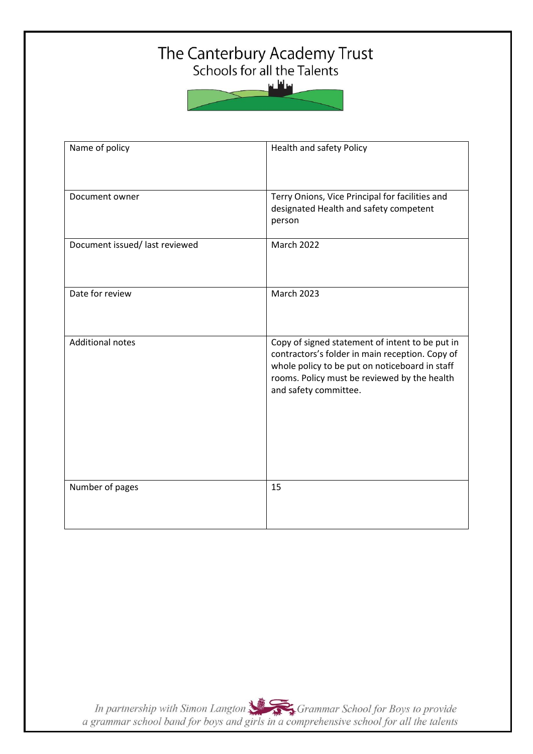# The Canterbury Academy Trust

## Schools for all the Talents

| Name of policy | Health and safety Policy |
|---|---|
| Document owner | Terry Onions, Vice Principal for facilities and designated Health and safety competent person |
| Document issued/ last reviewed | March 2022 |
| Date for review | March 2023 |
| Additional notes | Copy of signed statement of intent to be put in contractors's folder in main reception. Copy of whole policy to be put on noticeboard in staff rooms. Policy must be reviewed by the health and safety committee. |
| Number of pages | 15 |

*In partnership with Simon Langton Grammar School for Boys to provide a grammar school band for boys and girls in a comprehensive school for all the talents*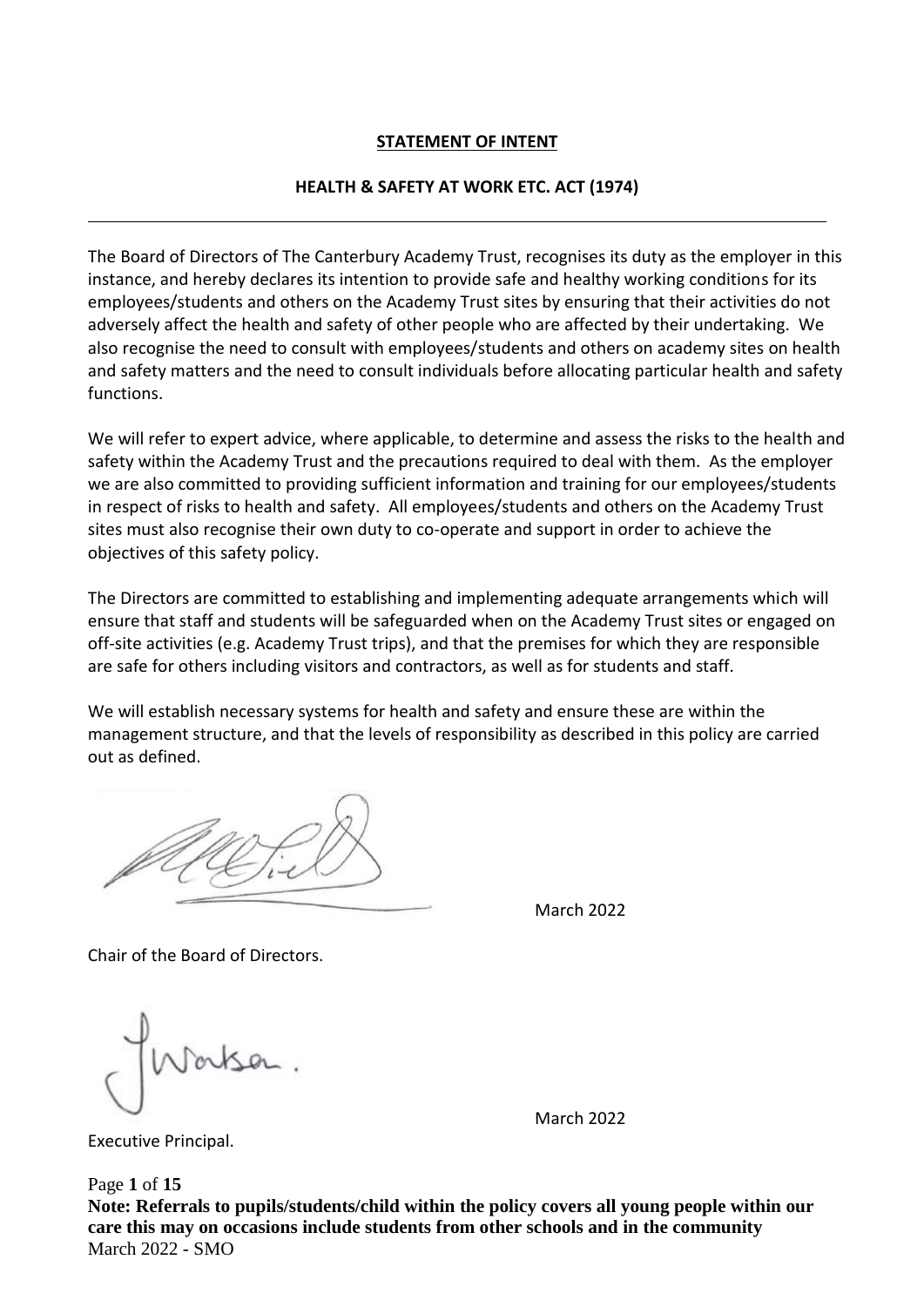**STATEMENT OF INTENT**

**HEALTH & SAFETY AT WORK ETC. ACT (1974)**

---

The Board of Directors of The Canterbury Academy Trust, recognises its duty as the employer in this instance, and hereby declares its intention to provide safe and healthy working conditions for its employees/students and others on the Academy Trust sites by ensuring that their activities do not adversely affect the health and safety of other people who are affected by their undertaking. We also recognise the need to consult with employees/students and others on academy sites on health and safety matters and the need to consult individuals before allocating particular health and safety functions.

We will refer to expert advice, where applicable, to determine and assess the risks to the health and safety within the Academy Trust and the precautions required to deal with them. As the employer we are also committed to providing sufficient information and training for our employees/students in respect of risks to health and safety. All employees/students and others on the Academy Trust sites must also recognise their own duty to co-operate and support in order to achieve the objectives of this safety policy.

The Directors are committed to establishing and implementing adequate arrangements which will ensure that staff and students will be safeguarded when on the Academy Trust sites or engaged on off-site activities (e.g. Academy Trust trips), and that the premises for which they are responsible are safe for others including visitors and contractors, as well as for students and staff.

We will establish necessary systems for health and safety and ensure these are within the management structure, and that the levels of responsibility as described in this policy are carried out as defined.

March 2022

Chair of the Board of Directors.

March 2022

Executive Principal.

**Note: Referrals to pupils/students/child within the policy covers all young people within our care this may on occasions include students from other schools and in the community**

March 2022 - SMO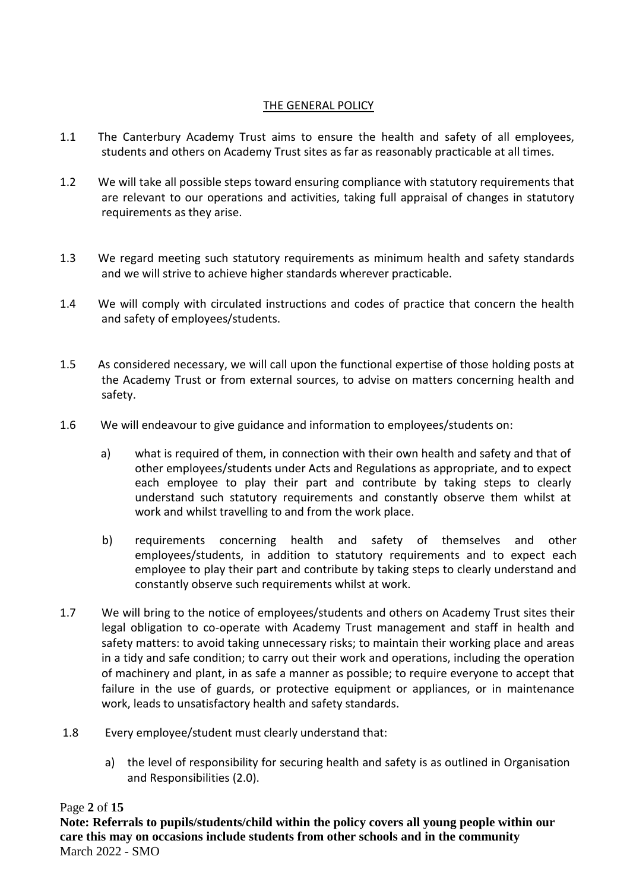## THE GENERAL POLICY

1.1 The Canterbury Academy Trust aims to ensure the health and safety of all employees, students and others on Academy Trust sites as far as reasonably practicable at all times.

1.2 We will take all possible steps toward ensuring compliance with statutory requirements that are relevant to our operations and activities, taking full appraisal of changes in statutory requirements as they arise.

1.3 We regard meeting such statutory requirements as minimum health and safety standards and we will strive to achieve higher standards wherever practicable.

1.4 We will comply with circulated instructions and codes of practice that concern the health and safety of employees/students.

1.5 As considered necessary, we will call upon the functional expertise of those holding posts at the Academy Trust or from external sources, to advise on matters concerning health and safety.

1.6 We will endeavour to give guidance and information to employees/students on:

a) what is required of them, in connection with their own health and safety and that of other employees/students under Acts and Regulations as appropriate, and to expect each employee to play their part and contribute by taking steps to clearly understand such statutory requirements and constantly observe them whilst at work and whilst travelling to and from the work place.

b) requirements concerning health and safety of themselves and other employees/students, in addition to statutory requirements and to expect each employee to play their part and contribute by taking steps to clearly understand and constantly observe such requirements whilst at work.

1.7 We will bring to the notice of employees/students and others on Academy Trust sites their legal obligation to co-operate with Academy Trust management and staff in health and safety matters: to avoid taking unnecessary risks; to maintain their working place and areas in a tidy and safe condition; to carry out their work and operations, including the operation of machinery and plant, in as safe a manner as possible; to require everyone to accept that failure in the use of guards, or protective equipment or appliances, or in maintenance work, leads to unsatisfactory health and safety standards.

1.8 Every employee/student must clearly understand that:

a) the level of responsibility for securing health and safety is as outlined in Organisation and Responsibilities (2.0).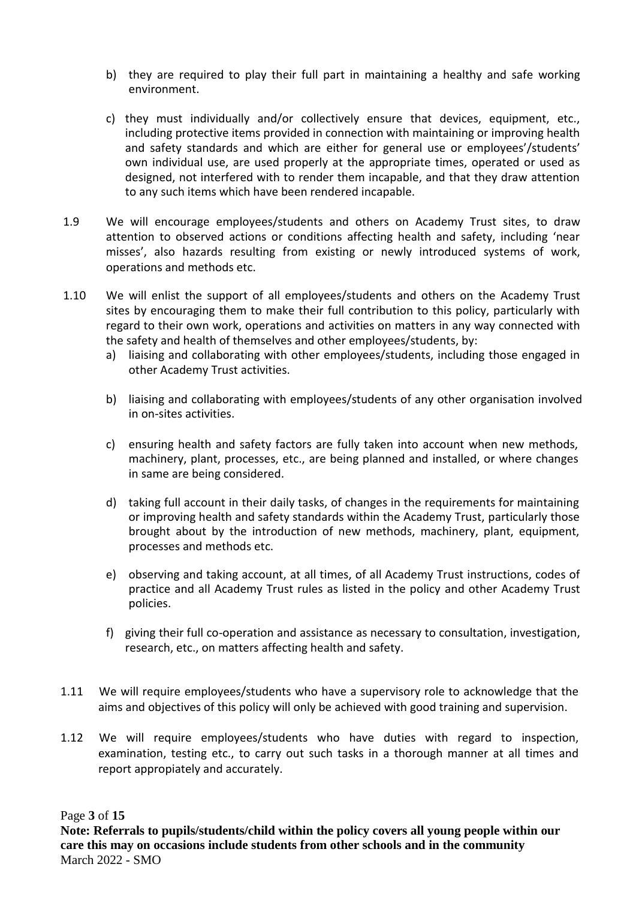b) they are required to play their full part in maintaining a healthy and safe working environment.

c) they must individually and/or collectively ensure that devices, equipment, etc., including protective items provided in connection with maintaining or improving health and safety standards and which are either for general use or employees'/students' own individual use, are used properly at the appropriate times, operated or used as designed, not interfered with to render them incapable, and that they draw attention to any such items which have been rendered incapable.

1.9 We will encourage employees/students and others on Academy Trust sites, to draw attention to observed actions or conditions affecting health and safety, including 'near misses', also hazards resulting from existing or newly introduced systems of work, operations and methods etc.

1.10 We will enlist the support of all employees/students and others on the Academy Trust sites by encouraging them to make their full contribution to this policy, particularly with regard to their own work, operations and activities on matters in any way connected with the safety and health of themselves and other employees/students, by:

a) liaising and collaborating with other employees/students, including those engaged in other Academy Trust activities.

b) liaising and collaborating with employees/students of any other organisation involved in on-sites activities.

c) ensuring health and safety factors are fully taken into account when new methods, machinery, plant, processes, etc., are being planned and installed, or where changes in same are being considered.

d) taking full account in their daily tasks, of changes in the requirements for maintaining or improving health and safety standards within the Academy Trust, particularly those brought about by the introduction of new methods, machinery, plant, equipment, processes and methods etc.

e) observing and taking account, at all times, of all Academy Trust instructions, codes of practice and all Academy Trust rules as listed in the policy and other Academy Trust policies.

f) giving their full co-operation and assistance as necessary to consultation, investigation, research, etc., on matters affecting health and safety.

1.11 We will require employees/students who have a supervisory role to acknowledge that the aims and objectives of this policy will only be achieved with good training and supervision.

1.12 We will require employees/students who have duties with regard to inspection, examination, testing etc., to carry out such tasks in a thorough manner at all times and report appropiately and accurately.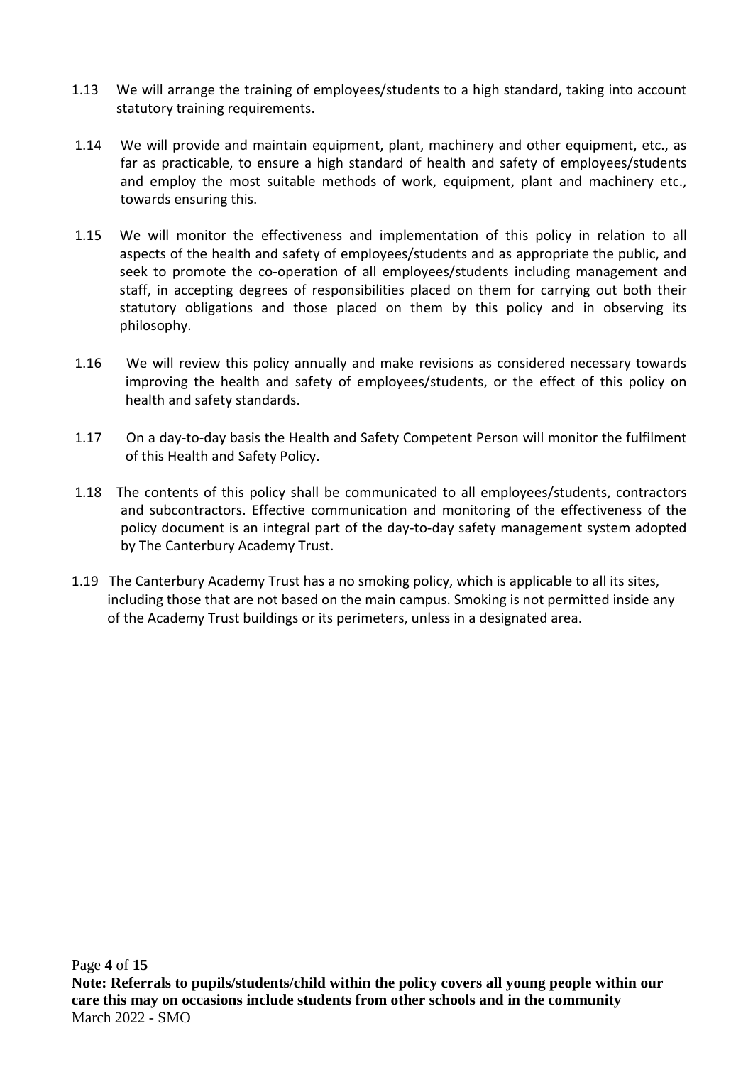1.13 We will arrange the training of employees/students to a high standard, taking into account statutory training requirements.

1.14 We will provide and maintain equipment, plant, machinery and other equipment, etc., as far as practicable, to ensure a high standard of health and safety of employees/students and employ the most suitable methods of work, equipment, plant and machinery etc., towards ensuring this.

1.15 We will monitor the effectiveness and implementation of this policy in relation to all aspects of the health and safety of employees/students and as appropriate the public, and seek to promote the co-operation of all employees/students including management and staff, in accepting degrees of responsibilities placed on them for carrying out both their statutory obligations and those placed on them by this policy and in observing its philosophy.

1.16 We will review this policy annually and make revisions as considered necessary towards improving the health and safety of employees/students, or the effect of this policy on health and safety standards.

1.17 On a day-to-day basis the Health and Safety Competent Person will monitor the fulfilment of this Health and Safety Policy.

1.18 The contents of this policy shall be communicated to all employees/students, contractors and subcontractors. Effective communication and monitoring of the effectiveness of the policy document is an integral part of the day-to-day safety management system adopted by The Canterbury Academy Trust.

1.19 The Canterbury Academy Trust has a no smoking policy, which is applicable to all its sites, including those that are not based on the main campus. Smoking is not permitted inside any of the Academy Trust buildings or its perimeters, unless in a designated area.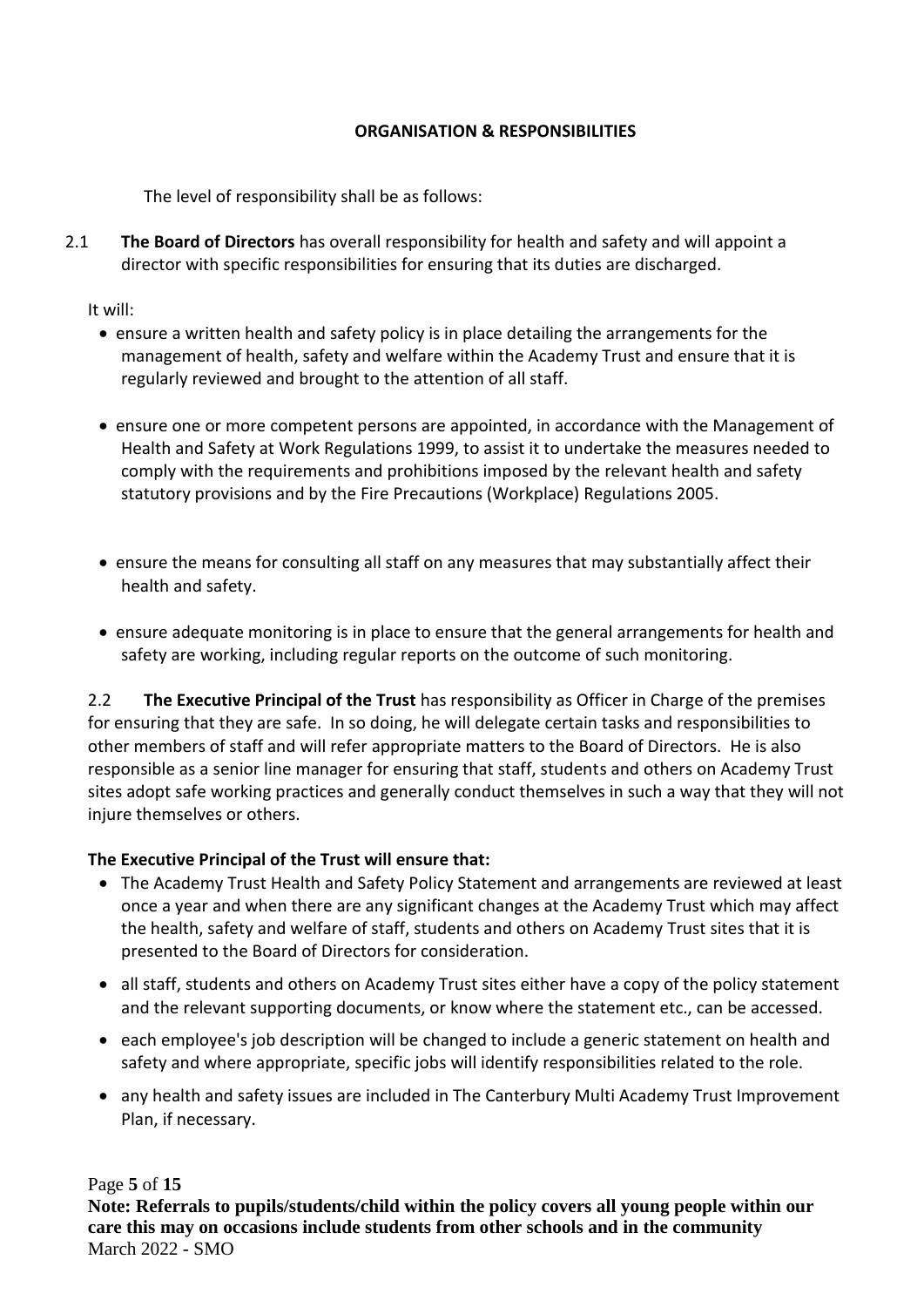## ORGANISATION & RESPONSIBILITIES

The level of responsibility shall be as follows:

2.1 **The Board of Directors** has overall responsibility for health and safety and will appoint a director with specific responsibilities for ensuring that its duties are discharged.

It will:

- ensure a written health and safety policy is in place detailing the arrangements for the management of health, safety and welfare within the Academy Trust and ensure that it is regularly reviewed and brought to the attention of all staff.
- ensure one or more competent persons are appointed, in accordance with the Management of Health and Safety at Work Regulations 1999, to assist it to undertake the measures needed to comply with the requirements and prohibitions imposed by the relevant health and safety statutory provisions and by the Fire Precautions (Workplace) Regulations 2005.
- ensure the means for consulting all staff on any measures that may substantially affect their health and safety.
- ensure adequate monitoring is in place to ensure that the general arrangements for health and safety are working, including regular reports on the outcome of such monitoring.

2.2 **The Executive Principal of the Trust** has responsibility as Officer in Charge of the premises for ensuring that they are safe. In so doing, he will delegate certain tasks and responsibilities to other members of staff and will refer appropriate matters to the Board of Directors. He is also responsible as a senior line manager for ensuring that staff, students and others on Academy Trust sites adopt safe working practices and generally conduct themselves in such a way that they will not injure themselves or others.

**The Executive Principal of the Trust will ensure that:**

- The Academy Trust Health and Safety Policy Statement and arrangements are reviewed at least once a year and when there are any significant changes at the Academy Trust which may affect the health, safety and welfare of staff, students and others on Academy Trust sites that it is presented to the Board of Directors for consideration.
- all staff, students and others on Academy Trust sites either have a copy of the policy statement and the relevant supporting documents, or know where the statement etc., can be accessed.
- each employee's job description will be changed to include a generic statement on health and safety and where appropriate, specific jobs will identify responsibilities related to the role.
- any health and safety issues are included in The Canterbury Multi Academy Trust Improvement Plan, if necessary.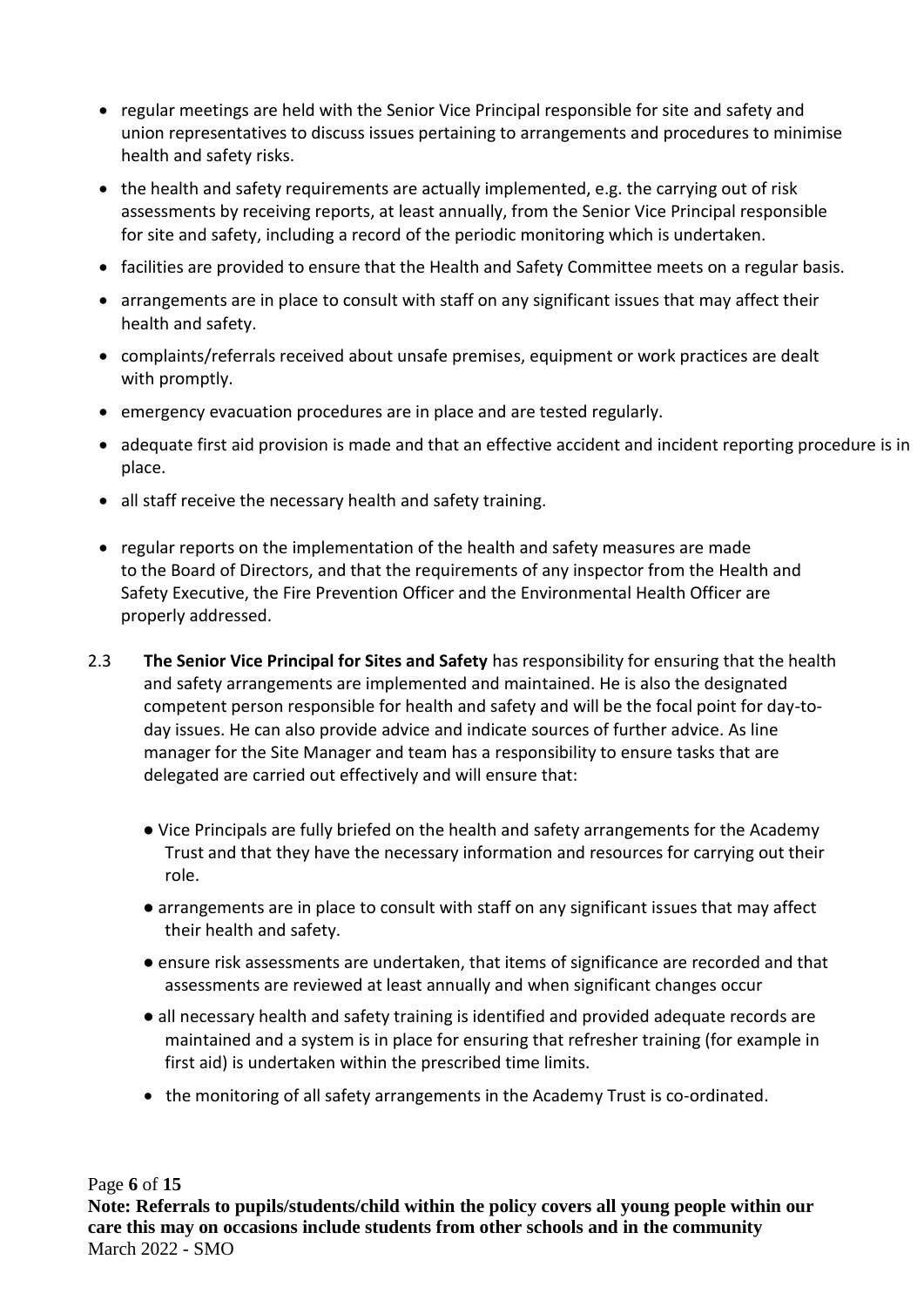- regular meetings are held with the Senior Vice Principal responsible for site and safety and union representatives to discuss issues pertaining to arrangements and procedures to minimise health and safety risks.
- the health and safety requirements are actually implemented, e.g. the carrying out of risk assessments by receiving reports, at least annually, from the Senior Vice Principal responsible for site and safety, including a record of the periodic monitoring which is undertaken.
- facilities are provided to ensure that the Health and Safety Committee meets on a regular basis.
- arrangements are in place to consult with staff on any significant issues that may affect their health and safety.
- complaints/referrals received about unsafe premises, equipment or work practices are dealt with promptly.
- emergency evacuation procedures are in place and are tested regularly.
- adequate first aid provision is made and that an effective accident and incident reporting procedure is in place.
- all staff receive the necessary health and safety training.
- regular reports on the implementation of the health and safety measures are made to the Board of Directors, and that the requirements of any inspector from the Health and Safety Executive, the Fire Prevention Officer and the Environmental Health Officer are properly addressed.

2.3 **The Senior Vice Principal for Sites and Safety** has responsibility for ensuring that the health and safety arrangements are implemented and maintained. He is also the designated competent person responsible for health and safety and will be the focal point for day-to-day issues. He can also provide advice and indicate sources of further advice. As line manager for the Site Manager and team has a responsibility to ensure tasks that are delegated are carried out effectively and will ensure that:

- Vice Principals are fully briefed on the health and safety arrangements for the Academy Trust and that they have the necessary information and resources for carrying out their role.
- arrangements are in place to consult with staff on any significant issues that may affect their health and safety.
- ensure risk assessments are undertaken, that items of significance are recorded and that assessments are reviewed at least annually and when significant changes occur
- all necessary health and safety training is identified and provided adequate records are maintained and a system is in place for ensuring that refresher training (for example in first aid) is undertaken within the prescribed time limits.
- the monitoring of all safety arrangements in the Academy Trust is co-ordinated.

**Note: Referrals to pupils/students/child within the policy covers all young people within our care this may on occasions include students from other schools and in the community**
March 2022 - SMO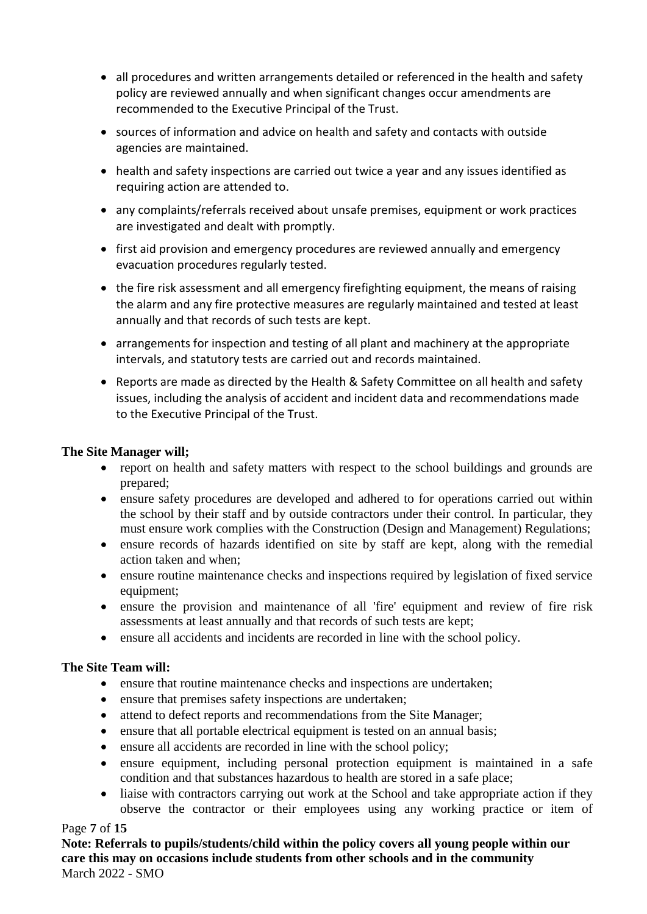- all procedures and written arrangements detailed or referenced in the health and safety policy are reviewed annually and when significant changes occur amendments are recommended to the Executive Principal of the Trust.
- sources of information and advice on health and safety and contacts with outside agencies are maintained.
- health and safety inspections are carried out twice a year and any issues identified as requiring action are attended to.
- any complaints/referrals received about unsafe premises, equipment or work practices are investigated and dealt with promptly.
- first aid provision and emergency procedures are reviewed annually and emergency evacuation procedures regularly tested.
- the fire risk assessment and all emergency firefighting equipment, the means of raising the alarm and any fire protective measures are regularly maintained and tested at least annually and that records of such tests are kept.
- arrangements for inspection and testing of all plant and machinery at the appropriate intervals, and statutory tests are carried out and records maintained.
- Reports are made as directed by the Health & Safety Committee on all health and safety issues, including the analysis of accident and incident data and recommendations made to the Executive Principal of the Trust.

**The Site Manager will;**

- report on health and safety matters with respect to the school buildings and grounds are prepared;
- ensure safety procedures are developed and adhered to for operations carried out within the school by their staff and by outside contractors under their control. In particular, they must ensure work complies with the Construction (Design and Management) Regulations;
- ensure records of hazards identified on site by staff are kept, along with the remedial action taken and when;
- ensure routine maintenance checks and inspections required by legislation of fixed service equipment;
- ensure the provision and maintenance of all 'fire' equipment and review of fire risk assessments at least annually and that records of such tests are kept;
- ensure all accidents and incidents are recorded in line with the school policy.

**The Site Team will:**

- ensure that routine maintenance checks and inspections are undertaken;
- ensure that premises safety inspections are undertaken;
- attend to defect reports and recommendations from the Site Manager;
- ensure that all portable electrical equipment is tested on an annual basis;
- ensure all accidents are recorded in line with the school policy;
- ensure equipment, including personal protection equipment is maintained in a safe condition and that substances hazardous to health are stored in a safe place;
- liaise with contractors carrying out work at the School and take appropriate action if they observe the contractor or their employees using any working practice or item of

**Note: Referrals to pupils/students/child within the policy covers all young people within our care this may on occasions include students from other schools and in the community**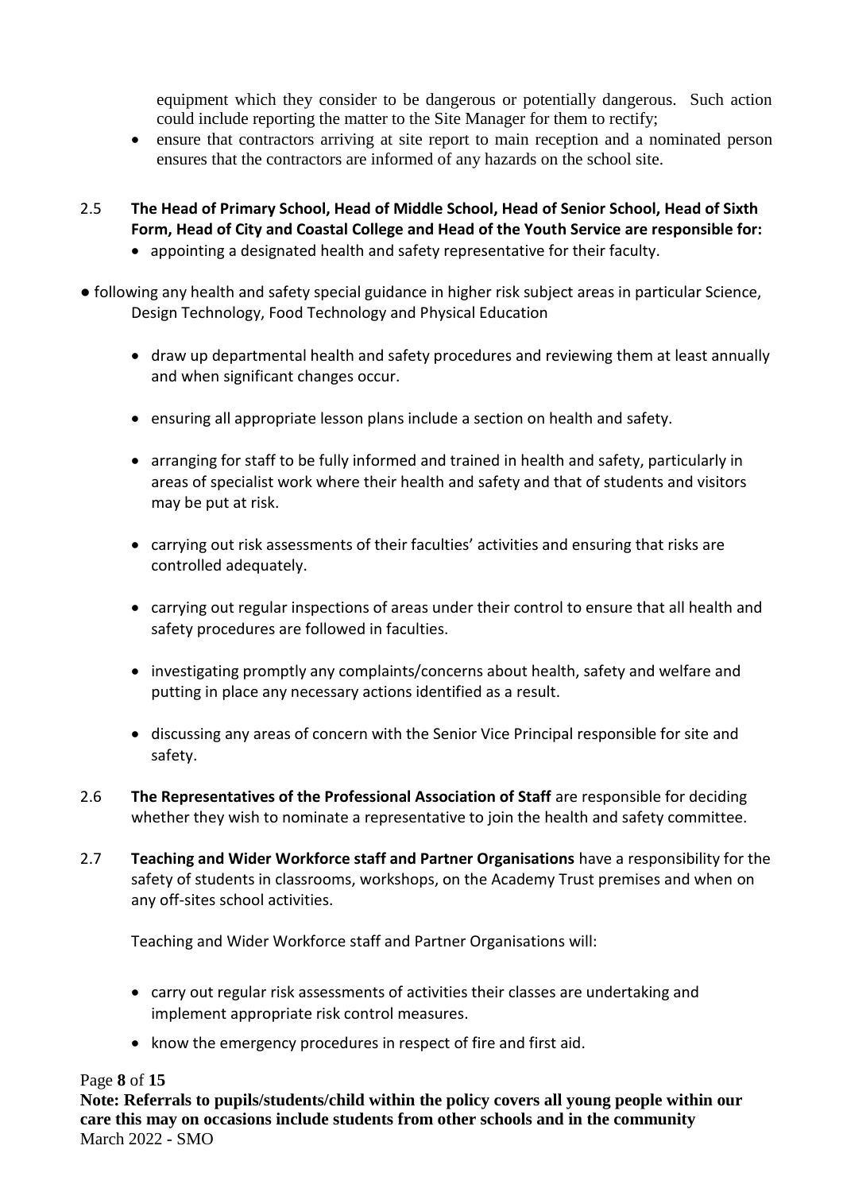equipment which they consider to be dangerous or potentially dangerous. Such action could include reporting the matter to the Site Manager for them to rectify;

- ensure that contractors arriving at site report to main reception and a nominated person ensures that the contractors are informed of any hazards on the school site.

2.5 **The Head of Primary School, Head of Middle School, Head of Senior School, Head of Sixth Form, Head of City and Coastal College and Head of the Youth Service are responsible for:**

- appointing a designated health and safety representative for their faculty.
- following any health and safety special guidance in higher risk subject areas in particular Science, Design Technology, Food Technology and Physical Education
- draw up departmental health and safety procedures and reviewing them at least annually and when significant changes occur.
- ensuring all appropriate lesson plans include a section on health and safety.
- arranging for staff to be fully informed and trained in health and safety, particularly in areas of specialist work where their health and safety and that of students and visitors may be put at risk.
- carrying out risk assessments of their faculties' activities and ensuring that risks are controlled adequately.
- carrying out regular inspections of areas under their control to ensure that all health and safety procedures are followed in faculties.
- investigating promptly any complaints/concerns about health, safety and welfare and putting in place any necessary actions identified as a result.
- discussing any areas of concern with the Senior Vice Principal responsible for site and safety.

2.6 **The Representatives of the Professional Association of Staff** are responsible for deciding whether they wish to nominate a representative to join the health and safety committee.

2.7 **Teaching and Wider Workforce staff and Partner Organisations** have a responsibility for the safety of students in classrooms, workshops, on the Academy Trust premises and when on any off-sites school activities.

Teaching and Wider Workforce staff and Partner Organisations will:

- carry out regular risk assessments of activities their classes are undertaking and implement appropriate risk control measures.
- know the emergency procedures in respect of fire and first aid.

**Note: Referrals to pupils/students/child within the policy covers all young people within our care this may on occasions include students from other schools and in the community**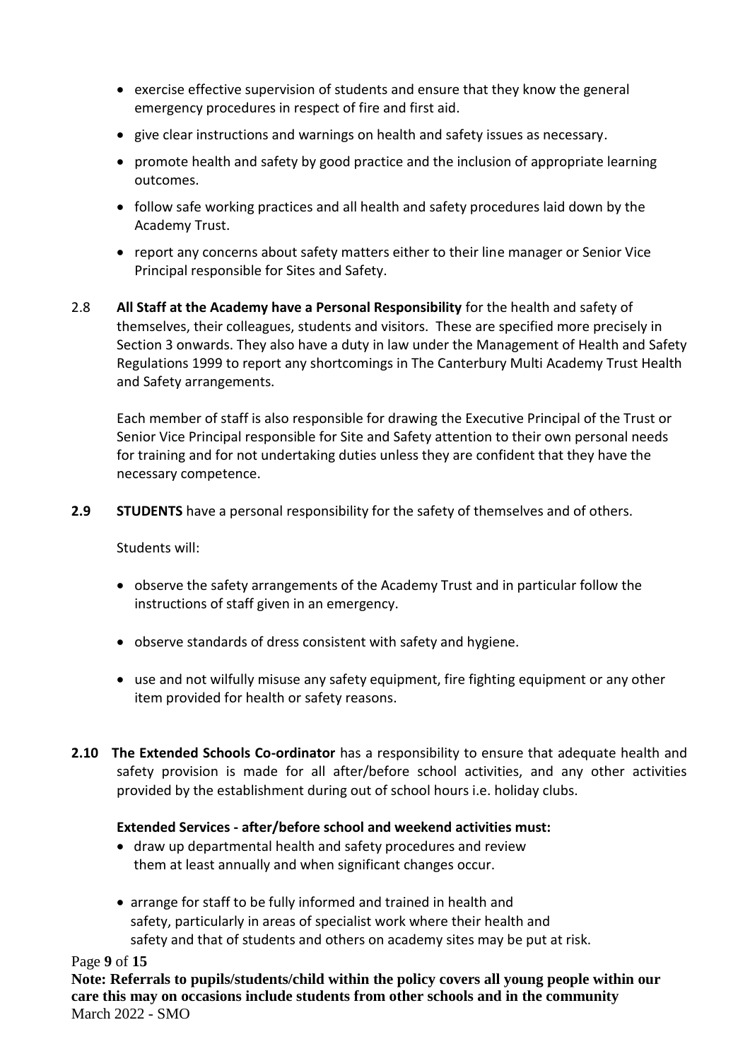- exercise effective supervision of students and ensure that they know the general emergency procedures in respect of fire and first aid.
- give clear instructions and warnings on health and safety issues as necessary.
- promote health and safety by good practice and the inclusion of appropriate learning outcomes.
- follow safe working practices and all health and safety procedures laid down by the Academy Trust.
- report any concerns about safety matters either to their line manager or Senior Vice Principal responsible for Sites and Safety.

2.8 **All Staff at the Academy have a Personal Responsibility** for the health and safety of themselves, their colleagues, students and visitors. These are specified more precisely in Section 3 onwards. They also have a duty in law under the Management of Health and Safety Regulations 1999 to report any shortcomings in The Canterbury Multi Academy Trust Health and Safety arrangements.

Each member of staff is also responsible for drawing the Executive Principal of the Trust or Senior Vice Principal responsible for Site and Safety attention to their own personal needs for training and for not undertaking duties unless they are confident that they have the necessary competence.

**2.9 STUDENTS** have a personal responsibility for the safety of themselves and of others.

Students will:

- observe the safety arrangements of the Academy Trust and in particular follow the instructions of staff given in an emergency.
- observe standards of dress consistent with safety and hygiene.
- use and not wilfully misuse any safety equipment, fire fighting equipment or any other item provided for health or safety reasons.

**2.10 The Extended Schools Co-ordinator** has a responsibility to ensure that adequate health and safety provision is made for all after/before school activities, and any other activities provided by the establishment during out of school hours i.e. holiday clubs.

**Extended Services - after/before school and weekend activities must:**

- draw up departmental health and safety procedures and review them at least annually and when significant changes occur.
- arrange for staff to be fully informed and trained in health and safety, particularly in areas of specialist work where their health and safety and that of students and others on academy sites may be put at risk.

**Note: Referrals to pupils/students/child within the policy covers all young people within our care this may on occasions include students from other schools and in the community**
March 2022 - SMO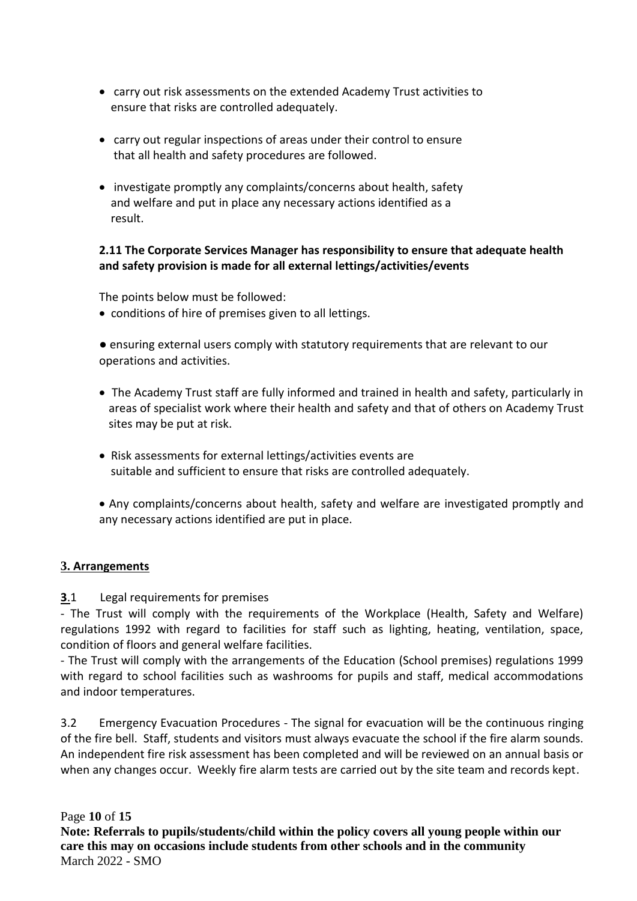- carry out risk assessments on the extended Academy Trust activities to ensure that risks are controlled adequately.
- carry out regular inspections of areas under their control to ensure that all health and safety procedures are followed.
- investigate promptly any complaints/concerns about health, safety and welfare and put in place any necessary actions identified as a result.

**2.11 The Corporate Services Manager has responsibility to ensure that adequate health and safety provision is made for all external lettings/activities/events**

The points below must be followed:

- conditions of hire of premises given to all lettings.
- ensuring external users comply with statutory requirements that are relevant to our operations and activities.
- The Academy Trust staff are fully informed and trained in health and safety, particularly in areas of specialist work where their health and safety and that of others on Academy Trust sites may be put at risk.
- Risk assessments for external lettings/activities events are suitable and sufficient to ensure that risks are controlled adequately.
- Any complaints/concerns about health, safety and welfare are investigated promptly and any necessary actions identified are put in place.

## 3. Arrangements

**3**.1 Legal requirements for premises

- The Trust will comply with the requirements of the Workplace (Health, Safety and Welfare) regulations 1992 with regard to facilities for staff such as lighting, heating, ventilation, space, condition of floors and general welfare facilities.
- The Trust will comply with the arrangements of the Education (School premises) regulations 1999 with regard to school facilities such as washrooms for pupils and staff, medical accommodations and indoor temperatures.

3.2 Emergency Evacuation Procedures - The signal for evacuation will be the continuous ringing of the fire bell. Staff, students and visitors must always evacuate the school if the fire alarm sounds. An independent fire risk assessment has been completed and will be reviewed on an annual basis or when any changes occur. Weekly fire alarm tests are carried out by the site team and records kept.

**Note: Referrals to pupils/students/child within the policy covers all young people within our care this may on occasions include students from other schools and in the community**

March 2022 - SMO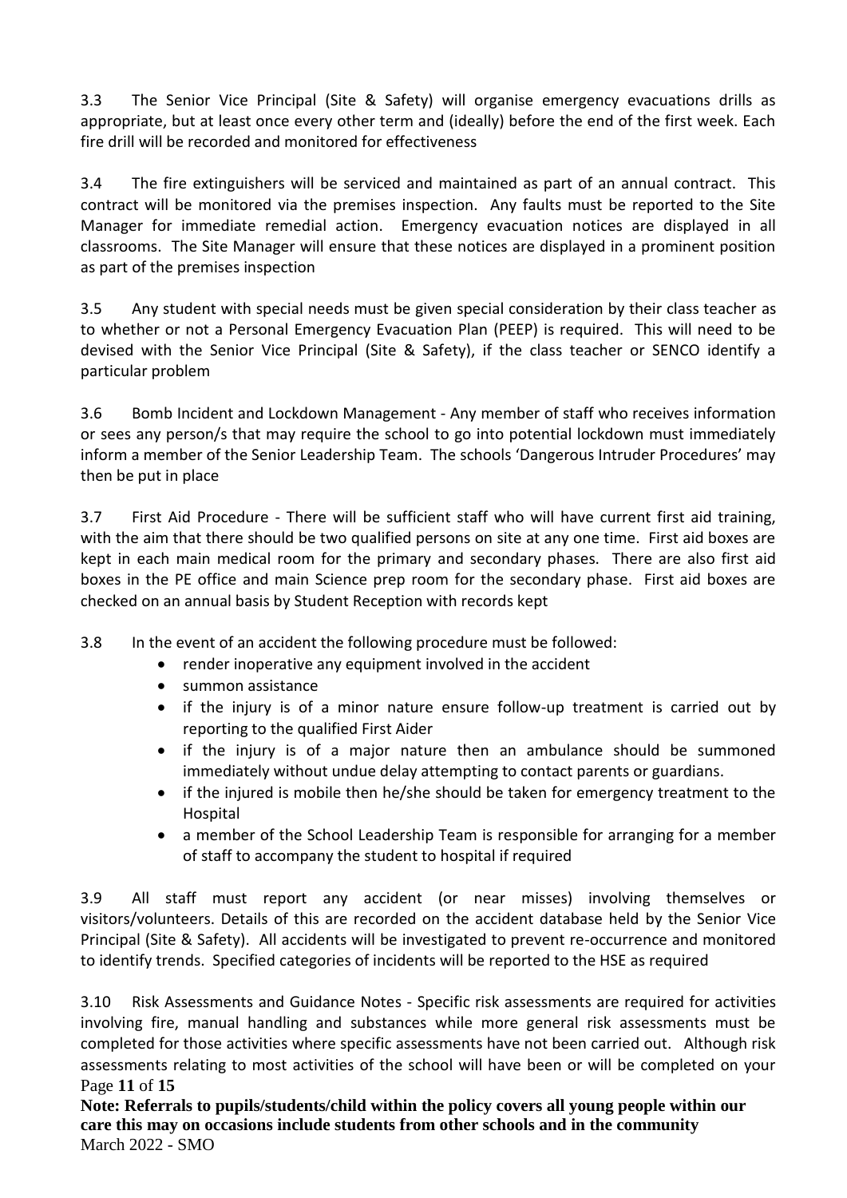3.3 The Senior Vice Principal (Site & Safety) will organise emergency evacuations drills as appropriate, but at least once every other term and (ideally) before the end of the first week. Each fire drill will be recorded and monitored for effectiveness

3.4 The fire extinguishers will be serviced and maintained as part of an annual contract. This contract will be monitored via the premises inspection. Any faults must be reported to the Site Manager for immediate remedial action. Emergency evacuation notices are displayed in all classrooms. The Site Manager will ensure that these notices are displayed in a prominent position as part of the premises inspection

3.5 Any student with special needs must be given special consideration by their class teacher as to whether or not a Personal Emergency Evacuation Plan (PEEP) is required. This will need to be devised with the Senior Vice Principal (Site & Safety), if the class teacher or SENCO identify a particular problem

3.6 Bomb Incident and Lockdown Management - Any member of staff who receives information or sees any person/s that may require the school to go into potential lockdown must immediately inform a member of the Senior Leadership Team. The schools 'Dangerous Intruder Procedures' may then be put in place

3.7 First Aid Procedure - There will be sufficient staff who will have current first aid training, with the aim that there should be two qualified persons on site at any one time. First aid boxes are kept in each main medical room for the primary and secondary phases. There are also first aid boxes in the PE office and main Science prep room for the secondary phase. First aid boxes are checked on an annual basis by Student Reception with records kept

3.8 In the event of an accident the following procedure must be followed:

- render inoperative any equipment involved in the accident
- summon assistance
- if the injury is of a minor nature ensure follow-up treatment is carried out by reporting to the qualified First Aider
- if the injury is of a major nature then an ambulance should be summoned immediately without undue delay attempting to contact parents or guardians.
- if the injured is mobile then he/she should be taken for emergency treatment to the Hospital
- a member of the School Leadership Team is responsible for arranging for a member of staff to accompany the student to hospital if required

3.9 All staff must report any accident (or near misses) involving themselves or visitors/volunteers. Details of this are recorded on the accident database held by the Senior Vice Principal (Site & Safety). All accidents will be investigated to prevent re-occurrence and monitored to identify trends. Specified categories of incidents will be reported to the HSE as required

3.10 Risk Assessments and Guidance Notes - Specific risk assessments are required for activities involving fire, manual handling and substances while more general risk assessments must be completed for those activities where specific assessments have not been carried out. Although risk assessments relating to most activities of the school will have been or will be completed on your

**Note: Referrals to pupils/students/child within the policy covers all young people within our care this may on occasions include students from other schools and in the community**
March 2022 - SMO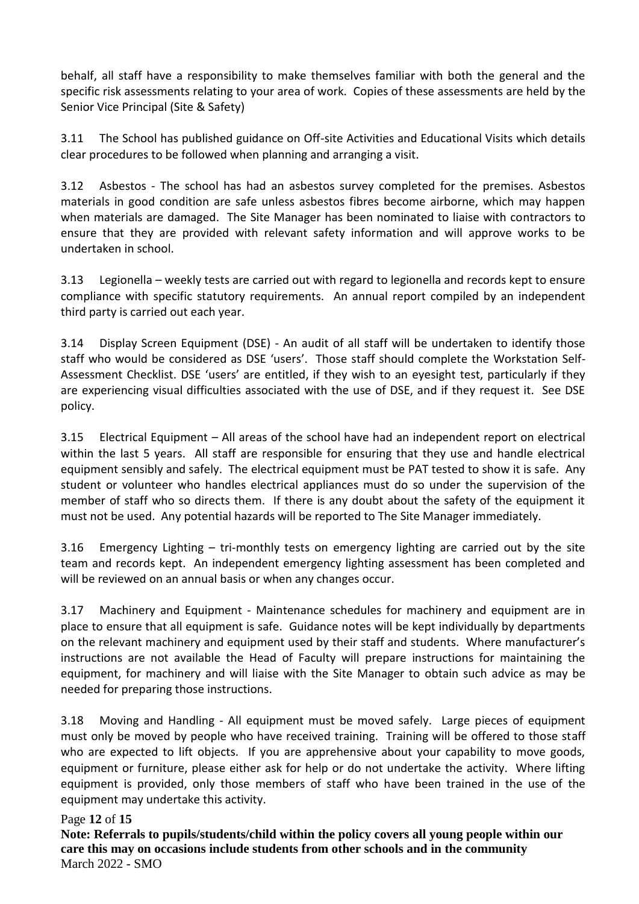behalf, all staff have a responsibility to make themselves familiar with both the general and the specific risk assessments relating to your area of work. Copies of these assessments are held by the Senior Vice Principal (Site & Safety)

3.11 The School has published guidance on Off-site Activities and Educational Visits which details clear procedures to be followed when planning and arranging a visit.

3.12 Asbestos - The school has had an asbestos survey completed for the premises. Asbestos materials in good condition are safe unless asbestos fibres become airborne, which may happen when materials are damaged. The Site Manager has been nominated to liaise with contractors to ensure that they are provided with relevant safety information and will approve works to be undertaken in school.

3.13 Legionella – weekly tests are carried out with regard to legionella and records kept to ensure compliance with specific statutory requirements. An annual report compiled by an independent third party is carried out each year.

3.14 Display Screen Equipment (DSE) - An audit of all staff will be undertaken to identify those staff who would be considered as DSE 'users'. Those staff should complete the Workstation Self-Assessment Checklist. DSE 'users' are entitled, if they wish to an eyesight test, particularly if they are experiencing visual difficulties associated with the use of DSE, and if they request it. See DSE policy.

3.15 Electrical Equipment – All areas of the school have had an independent report on electrical within the last 5 years. All staff are responsible for ensuring that they use and handle electrical equipment sensibly and safely. The electrical equipment must be PAT tested to show it is safe. Any student or volunteer who handles electrical appliances must do so under the supervision of the member of staff who so directs them. If there is any doubt about the safety of the equipment it must not be used. Any potential hazards will be reported to The Site Manager immediately.

3.16 Emergency Lighting – tri-monthly tests on emergency lighting are carried out by the site team and records kept. An independent emergency lighting assessment has been completed and will be reviewed on an annual basis or when any changes occur.

3.17 Machinery and Equipment - Maintenance schedules for machinery and equipment are in place to ensure that all equipment is safe. Guidance notes will be kept individually by departments on the relevant machinery and equipment used by their staff and students. Where manufacturer's instructions are not available the Head of Faculty will prepare instructions for maintaining the equipment, for machinery and will liaise with the Site Manager to obtain such advice as may be needed for preparing those instructions.

3.18 Moving and Handling - All equipment must be moved safely. Large pieces of equipment must only be moved by people who have received training. Training will be offered to those staff who are expected to lift objects. If you are apprehensive about your capability to move goods, equipment or furniture, please either ask for help or do not undertake the activity. Where lifting equipment is provided, only those members of staff who have been trained in the use of the equipment may undertake this activity.

**Note: Referrals to pupils/students/child within the policy covers all young people within our care this may on occasions include students from other schools and in the community**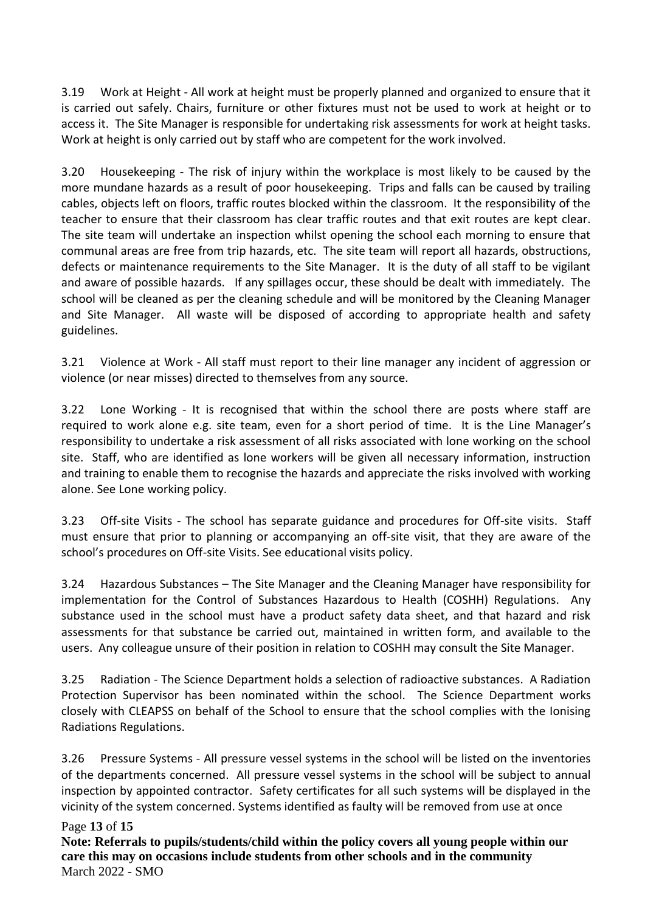3.19 Work at Height - All work at height must be properly planned and organized to ensure that it is carried out safely. Chairs, furniture or other fixtures must not be used to work at height or to access it. The Site Manager is responsible for undertaking risk assessments for work at height tasks. Work at height is only carried out by staff who are competent for the work involved.

3.20 Housekeeping - The risk of injury within the workplace is most likely to be caused by the more mundane hazards as a result of poor housekeeping. Trips and falls can be caused by trailing cables, objects left on floors, traffic routes blocked within the classroom. It the responsibility of the teacher to ensure that their classroom has clear traffic routes and that exit routes are kept clear. The site team will undertake an inspection whilst opening the school each morning to ensure that communal areas are free from trip hazards, etc. The site team will report all hazards, obstructions, defects or maintenance requirements to the Site Manager. It is the duty of all staff to be vigilant and aware of possible hazards. If any spillages occur, these should be dealt with immediately. The school will be cleaned as per the cleaning schedule and will be monitored by the Cleaning Manager and Site Manager. All waste will be disposed of according to appropriate health and safety guidelines.

3.21 Violence at Work - All staff must report to their line manager any incident of aggression or violence (or near misses) directed to themselves from any source.

3.22 Lone Working - It is recognised that within the school there are posts where staff are required to work alone e.g. site team, even for a short period of time. It is the Line Manager's responsibility to undertake a risk assessment of all risks associated with lone working on the school site. Staff, who are identified as lone workers will be given all necessary information, instruction and training to enable them to recognise the hazards and appreciate the risks involved with working alone. See Lone working policy.

3.23 Off-site Visits - The school has separate guidance and procedures for Off-site visits. Staff must ensure that prior to planning or accompanying an off-site visit, that they are aware of the school's procedures on Off-site Visits. See educational visits policy.

3.24 Hazardous Substances – The Site Manager and the Cleaning Manager have responsibility for implementation for the Control of Substances Hazardous to Health (COSHH) Regulations. Any substance used in the school must have a product safety data sheet, and that hazard and risk assessments for that substance be carried out, maintained in written form, and available to the users. Any colleague unsure of their position in relation to COSHH may consult the Site Manager.

3.25 Radiation - The Science Department holds a selection of radioactive substances. A Radiation Protection Supervisor has been nominated within the school. The Science Department works closely with CLEAPSS on behalf of the School to ensure that the school complies with the Ionising Radiations Regulations.

3.26 Pressure Systems - All pressure vessel systems in the school will be listed on the inventories of the departments concerned. All pressure vessel systems in the school will be subject to annual inspection by appointed contractor. Safety certificates for all such systems will be displayed in the vicinity of the system concerned. Systems identified as faulty will be removed from use at once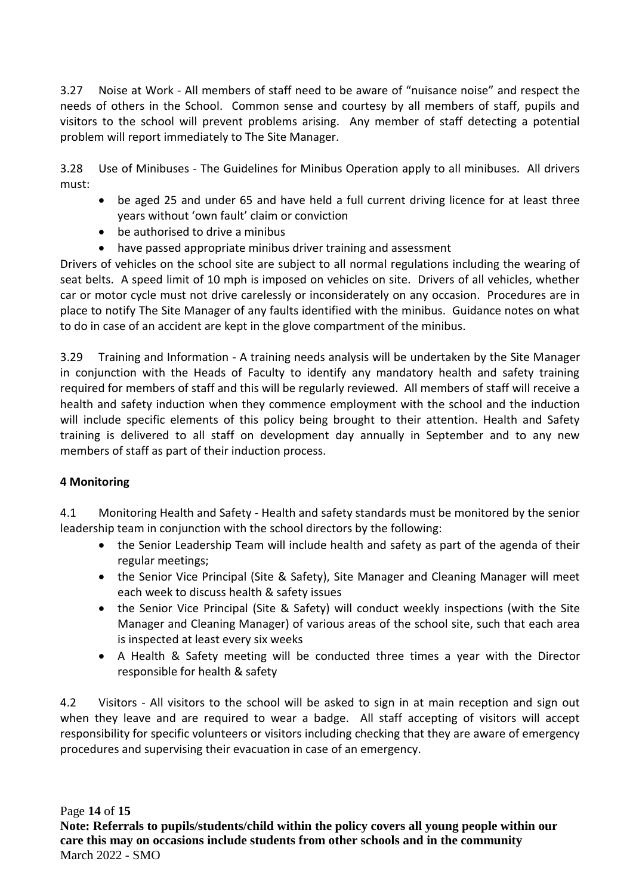3.27 Noise at Work - All members of staff need to be aware of "nuisance noise" and respect the needs of others in the School. Common sense and courtesy by all members of staff, pupils and visitors to the school will prevent problems arising. Any member of staff detecting a potential problem will report immediately to The Site Manager.

3.28 Use of Minibuses - The Guidelines for Minibus Operation apply to all minibuses. All drivers must:

- be aged 25 and under 65 and have held a full current driving licence for at least three years without 'own fault' claim or conviction
- be authorised to drive a minibus
- have passed appropriate minibus driver training and assessment

Drivers of vehicles on the school site are subject to all normal regulations including the wearing of seat belts. A speed limit of 10 mph is imposed on vehicles on site. Drivers of all vehicles, whether car or motor cycle must not drive carelessly or inconsiderately on any occasion. Procedures are in place to notify The Site Manager of any faults identified with the minibus. Guidance notes on what to do in case of an accident are kept in the glove compartment of the minibus.

3.29 Training and Information - A training needs analysis will be undertaken by the Site Manager in conjunction with the Heads of Faculty to identify any mandatory health and safety training required for members of staff and this will be regularly reviewed. All members of staff will receive a health and safety induction when they commence employment with the school and the induction will include specific elements of this policy being brought to their attention. Health and Safety training is delivered to all staff on development day annually in September and to any new members of staff as part of their induction process.

**4 Monitoring**

4.1 Monitoring Health and Safety - Health and safety standards must be monitored by the senior leadership team in conjunction with the school directors by the following:

- the Senior Leadership Team will include health and safety as part of the agenda of their regular meetings;
- the Senior Vice Principal (Site & Safety), Site Manager and Cleaning Manager will meet each week to discuss health & safety issues
- the Senior Vice Principal (Site & Safety) will conduct weekly inspections (with the Site Manager and Cleaning Manager) of various areas of the school site, such that each area is inspected at least every six weeks
- A Health & Safety meeting will be conducted three times a year with the Director responsible for health & safety

4.2 Visitors - All visitors to the school will be asked to sign in at main reception and sign out when they leave and are required to wear a badge. All staff accepting of visitors will accept responsibility for specific volunteers or visitors including checking that they are aware of emergency procedures and supervising their evacuation in case of an emergency.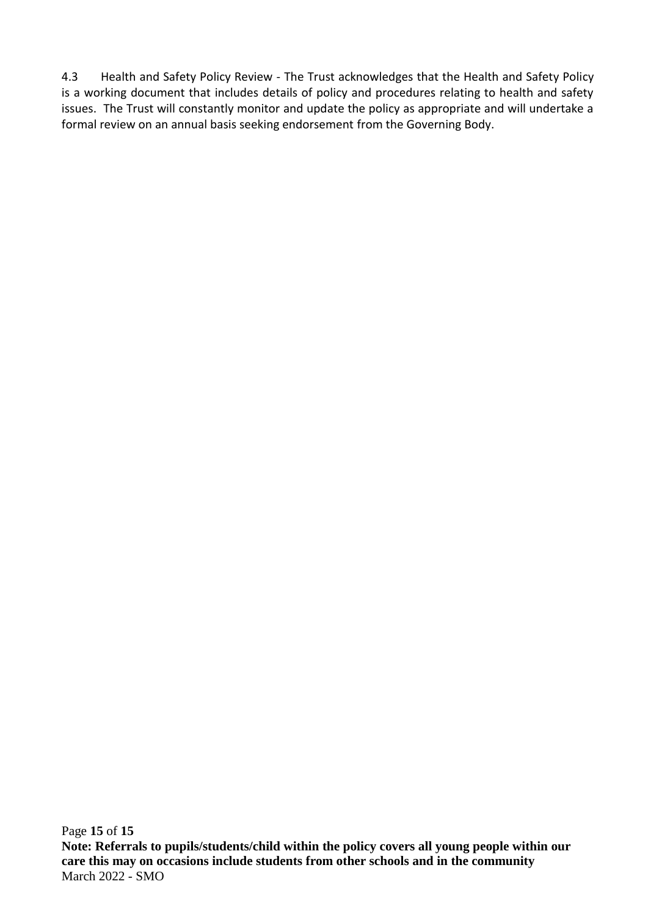4.3 Health and Safety Policy Review - The Trust acknowledges that the Health and Safety Policy is a working document that includes details of policy and procedures relating to health and safety issues. The Trust will constantly monitor and update the policy as appropriate and will undertake a formal review on an annual basis seeking endorsement from the Governing Body.